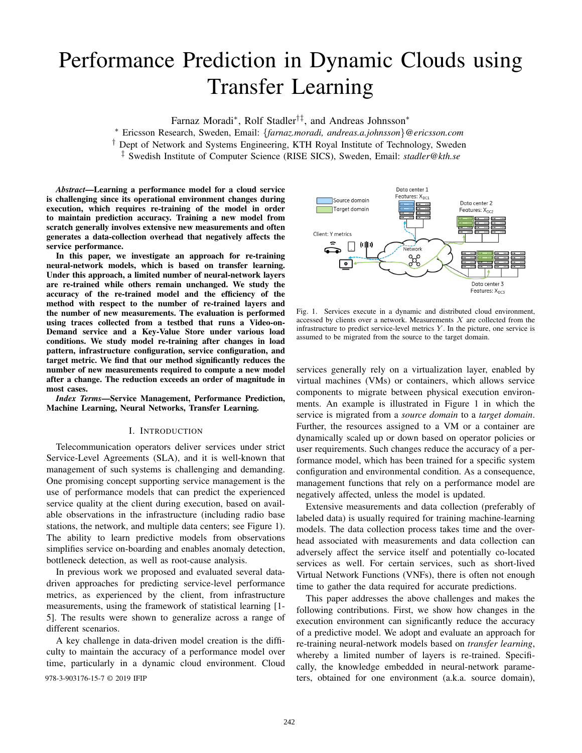# Performance Prediction in Dynamic Clouds using Transfer Learning

Farnaz Moradi*, Rolf Stadler†‡, and Andreas Johnsson*

* Ericsson Research, Sweden, Email: {*farnaz.moradi, andreas.a.johnsson*}*@ericsson.com*

† Dept of Network and Systems Engineering, KTH Royal Institute of Technology, Sweden

‡ Swedish Institute of Computer Science (RISE SICS), Sweden, Email: *stadler@kth.se*

***Abstract*—Learning a performance model for a cloud service is challenging since its operational environment changes during execution, which requires re-training of the model in order to maintain prediction accuracy. Training a new model from scratch generally involves extensive new measurements and often generates a data-collection overhead that negatively affects the service performance.**

**In this paper, we investigate an approach for re-training neural-network models, which is based on transfer learning. Under this approach, a limited number of neural-network layers are re-trained while others remain unchanged. We study the accuracy of the re-trained model and the efficiency of the method with respect to the number of re-trained layers and the number of new measurements. The evaluation is performed using traces collected from a testbed that runs a Video-on-Demand service and a Key-Value Store under various load conditions. We study model re-training after changes in load pattern, infrastructure configuration, service configuration, and target metric. We find that our method significantly reduces the number of new measurements required to compute a new model after a change. The reduction exceeds an order of magnitude in most cases.**

***Index Terms*—Service Management, Performance Prediction, Machine Learning, Neural Networks, Transfer Learning.**

## I. Introduction

Telecommunication operators deliver services under strict Service-Level Agreements (SLA), and it is well-known that management of such systems is challenging and demanding. One promising concept supporting service management is the use of performance models that can predict the experienced service quality at the client during execution, based on available observations in the infrastructure (including radio base stations, the network, and multiple data centers; see Figure 1). The ability to learn predictive models from observations simplifies service on-boarding and enables anomaly detection, bottleneck detection, as well as root-cause analysis.

In previous work we proposed and evaluated several data-driven approaches for predicting service-level performance metrics, as experienced by the client, from infrastructure measurements, using the framework of statistical learning [1-5]. The results were shown to generalize across a range of different scenarios.

A key challenge in data-driven model creation is the difficulty to maintain the accuracy of a performance model over time, particularly in a dynamic cloud environment. Cloud services generally rely on a virtualization layer, enabled by virtual machines (VMs) or containers, which allows service components to migrate between physical execution environments. An example is illustrated in Figure 1 in which the service is migrated from a *source domain* to a *target domain*. Further, the resources assigned to a VM or a container are dynamically scaled up or down based on operator policies or user requirements. Such changes reduce the accuracy of a performance model, which has been trained for a specific system configuration and environmental condition. As a consequence, management functions that rely on a performance model are negatively affected, unless the model is updated.

Fig. 1. Services execute in a dynamic and distributed cloud environment, accessed by clients over a network. Measurements $X$ are collected from the infrastructure to predict service-level metrics $Y$. In the picture, one service is assumed to be migrated from the source to the target domain.

Extensive measurements and data collection (preferably of labeled data) is usually required for training machine-learning models. The data collection process takes time and the overhead associated with measurements and data collection can adversely affect the service itself and potentially co-located services as well. For certain services, such as short-lived Virtual Network Functions (VNFs), there is often not enough time to gather the data required for accurate predictions.

This paper addresses the above challenges and makes the following contributions. First, we show how changes in the execution environment can significantly reduce the accuracy of a predictive model. We adopt and evaluate an approach for re-training neural-network models based on *transfer learning*, whereby a limited number of layers is re-trained. Specifically, the knowledge embedded in neural-network parameters, obtained for one environment (a.k.a. source domain),

978-3-903176-15-7 © 2019 IFIP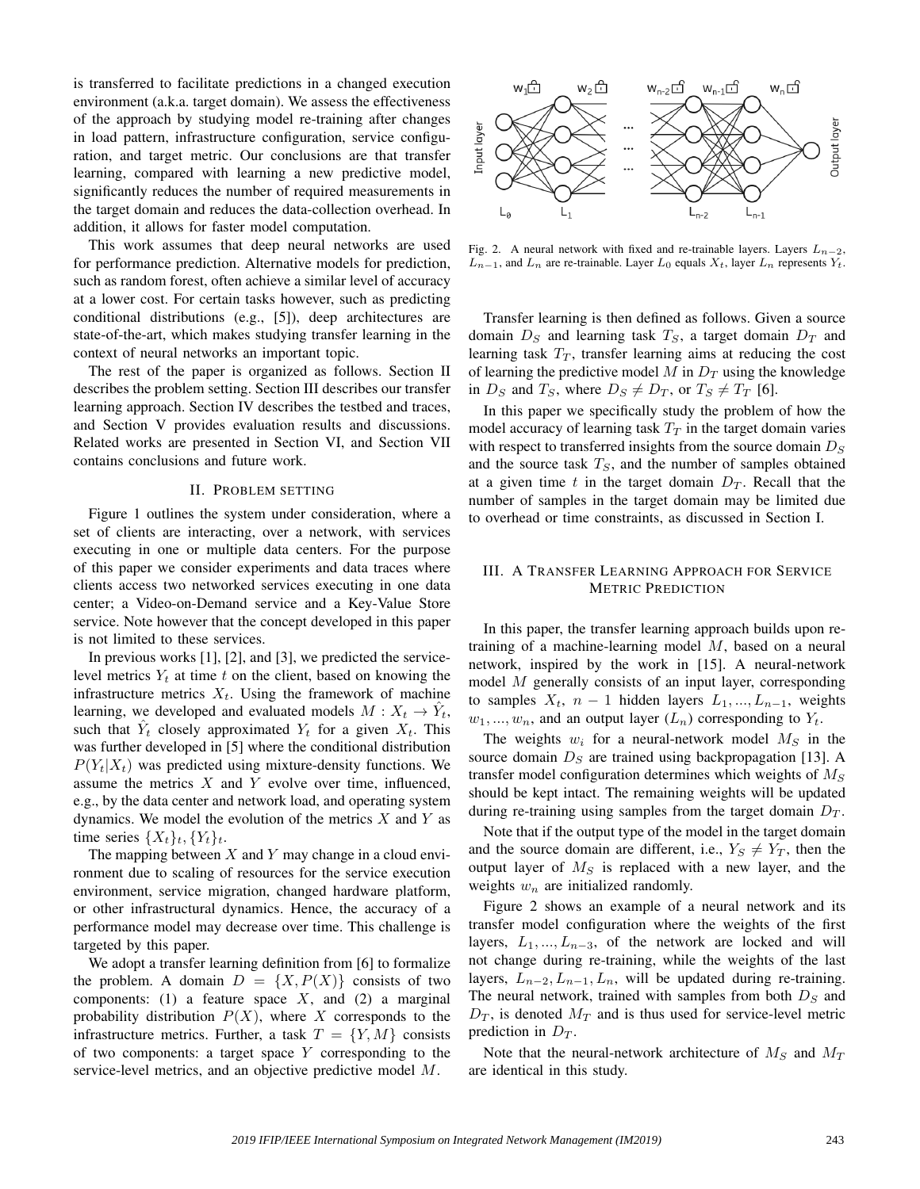is transferred to facilitate predictions in a changed execution environment (a.k.a. target domain). We assess the effectiveness of the approach by studying model re-training after changes in load pattern, infrastructure configuration, service configuration, and target metric. Our conclusions are that transfer learning, compared with learning a new predictive model, significantly reduces the number of required measurements in the target domain and reduces the data-collection overhead. In addition, it allows for faster model computation.

This work assumes that deep neural networks are used for performance prediction. Alternative models for prediction, such as random forest, often achieve a similar level of accuracy at a lower cost. For certain tasks however, such as predicting conditional distributions (e.g., [5]), deep architectures are state-of-the-art, which makes studying transfer learning in the context of neural networks an important topic.

The rest of the paper is organized as follows. Section II describes the problem setting. Section III describes our transfer learning approach. Section IV describes the testbed and traces, and Section V provides evaluation results and discussions. Related works are presented in Section VI, and Section VII contains conclusions and future work.

## II. Problem Setting

Figure 1 outlines the system under consideration, where a set of clients are interacting, over a network, with services executing in one or multiple data centers. For the purpose of this paper we consider experiments and data traces where clients access two networked services executing in one data center; a Video-on-Demand service and a Key-Value Store service. Note however that the concept developed in this paper is not limited to these services.

In previous works [1], [2], and [3], we predicted the service-level metrics $Y_t$ at time $t$ on the client, based on knowing the infrastructure metrics $X_t$. Using the framework of machine learning, we developed and evaluated models $M : X_t \to \hat{Y}_t$, such that $\hat{Y}_t$ closely approximated $Y_t$ for a given $X_t$. This was further developed in [5] where the conditional distribution $P(Y_t|X_t)$ was predicted using mixture-density functions. We assume the metrics $X$ and $Y$ evolve over time, influenced, e.g., by the data center and network load, and operating system dynamics. We model the evolution of the metrics $X$ and $Y$ as time series $\{X_t\}_t, \{Y_t\}_t$.

The mapping between $X$ and $Y$ may change in a cloud environment due to scaling of resources for the service execution environment, service migration, changed hardware platform, or other infrastructural dynamics. Hence, the accuracy of a performance model may decrease over time. This challenge is targeted by this paper.

We adopt a transfer learning definition from [6] to formalize the problem. A domain $D = \{X, P(X)\}$ consists of two components: (1) a feature space $X$, and (2) a marginal probability distribution $P(X)$, where $X$ corresponds to the infrastructure metrics. Further, a task $T = \{Y, M\}$ consists of two components: a target space $Y$ corresponding to the service-level metrics, and an objective predictive model $M$.

Fig. 2. A neural network with fixed and re-trainable layers. Layers $L_{n-2}$, $L_{n-1}$, and $L_n$ are re-trainable. Layer $L_0$ equals $X_t$, layer $L_n$ represents $Y_t$.

Transfer learning is then defined as follows. Given a source domain $D_S$ and learning task $T_S$, a target domain $D_T$ and learning task $T_T$, transfer learning aims at reducing the cost of learning the predictive model $M$ in $D_T$ using the knowledge in $D_S$ and $T_S$, where $D_S \neq D_T$, or $T_S \neq T_T$ [6].

In this paper we specifically study the problem of how the model accuracy of learning task $T_T$ in the target domain varies with respect to transferred insights from the source domain $D_S$ and the source task $T_S$, and the number of samples obtained at a given time $t$ in the target domain $D_T$. Recall that the number of samples in the target domain may be limited due to overhead or time constraints, as discussed in Section I.

## III. A Transfer Learning Approach for Service Metric Prediction

In this paper, the transfer learning approach builds upon re-training of a machine-learning model $M$, based on a neural network, inspired by the work in [15]. A neural-network model $M$ generally consists of an input layer, corresponding to samples $X_t$, $n-1$ hidden layers $L_1, ..., L_{n-1}$, weights $w_1, ..., w_n$, and an output layer ($L_n$) corresponding to $Y_t$.

The weights $w_i$ for a neural-network model $M_S$ in the source domain $D_S$ are trained using backpropagation [13]. A transfer model configuration determines which weights of $M_S$ should be kept intact. The remaining weights will be updated during re-training using samples from the target domain $D_T$.

Note that if the output type of the model in the target domain and the source domain are different, i.e., $Y_S \neq Y_T$, then the output layer of $M_S$ is replaced with a new layer, and the weights $w_n$ are initialized randomly.

Figure 2 shows an example of a neural network and its transfer model configuration where the weights of the first layers, $L_1, ..., L_{n-3}$, of the network are locked and will not change during re-training, while the weights of the last layers, $L_{n-2}, L_{n-1}, L_n$, will be updated during re-training. The neural network, trained with samples from both $D_S$ and $D_T$, is denoted $M_T$ and is thus used for service-level metric prediction in $D_T$.

Note that the neural-network architecture of $M_S$ and $M_T$ are identical in this study.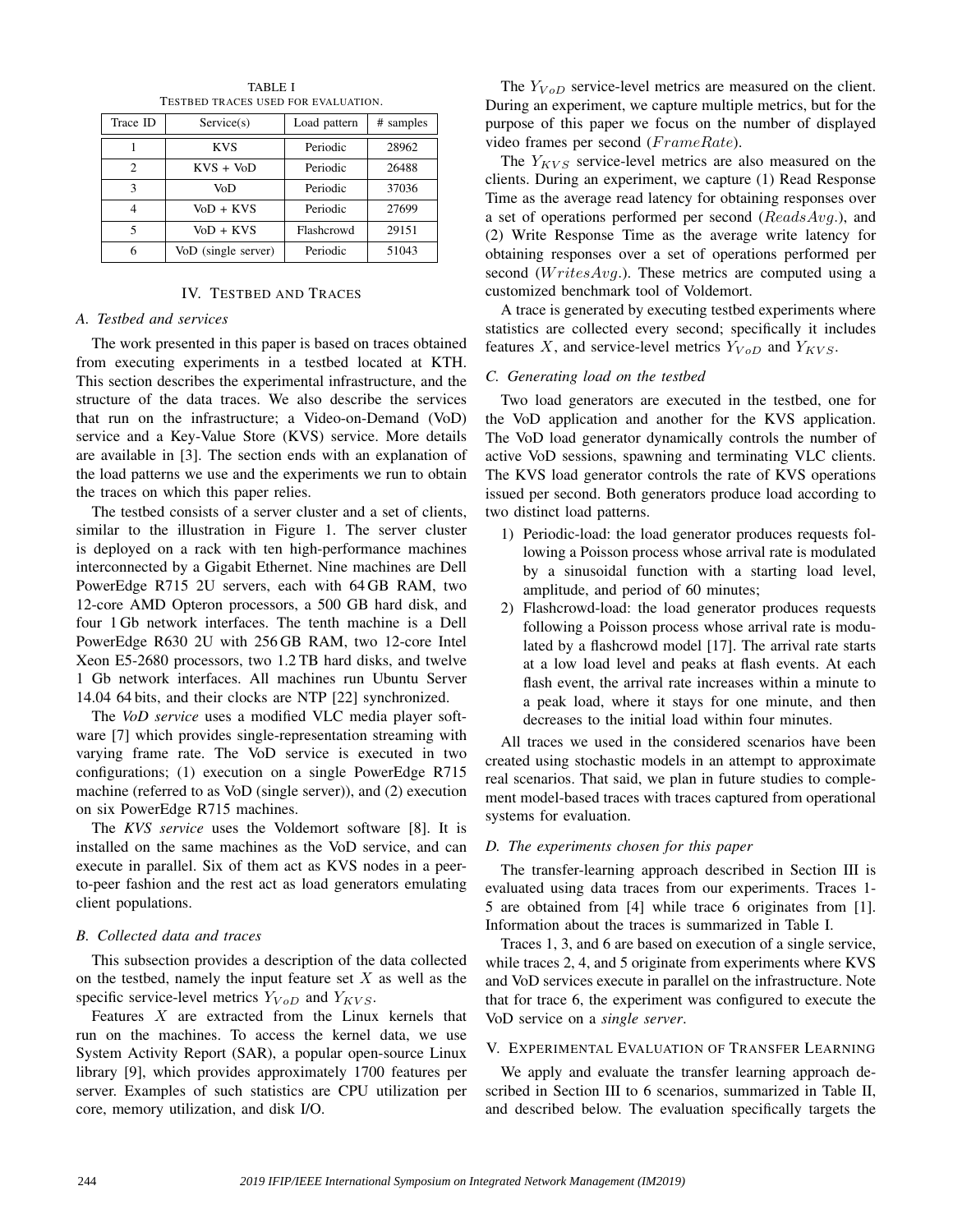TABLE I
TESTBED TRACES USED FOR EVALUATION.

| Trace ID | Service(s) | Load pattern | # samples |
|---|---|---|---|
| 1 | KVS | Periodic | 28962 |
| 2 | KVS + VoD | Periodic | 26488 |
| 3 | VoD | Periodic | 37036 |
| 4 | VoD + KVS | Periodic | 27699 |
| 5 | VoD + KVS | Flashcrowd | 29151 |
| 6 | VoD (single server) | Periodic | 51043 |

## IV. TESTBED AND TRACES

### A. Testbed and services

The work presented in this paper is based on traces obtained from executing experiments in a testbed located at KTH. This section describes the experimental infrastructure, and the structure of the data traces. We also describe the services that run on the infrastructure; a Video-on-Demand (VoD) service and a Key-Value Store (KVS) service. More details are available in [3]. The section ends with an explanation of the load patterns we use and the experiments we run to obtain the traces on which this paper relies.

The testbed consists of a server cluster and a set of clients, similar to the illustration in Figure 1. The server cluster is deployed on a rack with ten high-performance machines interconnected by a Gigabit Ethernet. Nine machines are Dell PowerEdge R715 2U servers, each with 64 GB RAM, two 12-core AMD Opteron processors, a 500 GB hard disk, and four 1 Gb network interfaces. The tenth machine is a Dell PowerEdge R630 2U with 256 GB RAM, two 12-core Intel Xeon E5-2680 processors, two 1.2 TB hard disks, and twelve 1 Gb network interfaces. All machines run Ubuntu Server 14.04 64 bits, and their clocks are NTP [22] synchronized.

The *VoD service* uses a modified VLC media player software [7] which provides single-representation streaming with varying frame rate. The VoD service is executed in two configurations; (1) execution on a single PowerEdge R715 machine (referred to as VoD (single server)), and (2) execution on six PowerEdge R715 machines.

The *KVS service* uses the Voldemort software [8]. It is installed on the same machines as the VoD service, and can execute in parallel. Six of them act as KVS nodes in a peer-to-peer fashion and the rest act as load generators emulating client populations.

### B. Collected data and traces

This subsection provides a description of the data collected on the testbed, namely the input feature set $X$ as well as the specific service-level metrics $Y_{VoD}$ and $Y_{KVS}$.

Features $X$ are extracted from the Linux kernels that run on the machines. To access the kernel data, we use System Activity Report (SAR), a popular open-source Linux library [9], which provides approximately 1700 features per server. Examples of such statistics are CPU utilization per core, memory utilization, and disk I/O.

The $Y_{VoD}$ service-level metrics are measured on the client. During an experiment, we capture multiple metrics, but for the purpose of this paper we focus on the number of displayed video frames per second ($FrameRate$).

The $Y_{KVS}$ service-level metrics are also measured on the clients. During an experiment, we capture (1) Read Response Time as the average read latency for obtaining responses over a set of operations performed per second ($ReadsAvg.$), and (2) Write Response Time as the average write latency for obtaining responses over a set of operations performed per second ($WritesAvg.$). These metrics are computed using a customized benchmark tool of Voldemort.

A trace is generated by executing testbed experiments where statistics are collected every second; specifically it includes features $X$, and service-level metrics $Y_{VoD}$ and $Y_{KVS}$.

### C. Generating load on the testbed

Two load generators are executed in the testbed, one for the VoD application and another for the KVS application. The VoD load generator dynamically controls the number of active VoD sessions, spawning and terminating VLC clients. The KVS load generator controls the rate of KVS operations issued per second. Both generators produce load according to two distinct load patterns.

1) Periodic-load: the load generator produces requests following a Poisson process whose arrival rate is modulated by a sinusoidal function with a starting load level, amplitude, and period of 60 minutes;
2) Flashcrowd-load: the load generator produces requests following a Poisson process whose arrival rate is modulated by a flashcrowd model [17]. The arrival rate starts at a low load level and peaks at flash events. At each flash event, the arrival rate increases within a minute to a peak load, where it stays for one minute, and then decreases to the initial load within four minutes.

All traces we used in the considered scenarios have been created using stochastic models in an attempt to approximate real scenarios. That said, we plan in future studies to complement model-based traces with traces captured from operational systems for evaluation.

### D. The experiments chosen for this paper

The transfer-learning approach described in Section III is evaluated using data traces from our experiments. Traces 1-5 are obtained from [4] while trace 6 originates from [1]. Information about the traces is summarized in Table I.

Traces 1, 3, and 6 are based on execution of a single service, while traces 2, 4, and 5 originate from experiments where KVS and VoD services execute in parallel on the infrastructure. Note that for trace 6, the experiment was configured to execute the VoD service on a *single server*.

## V. EXPERIMENTAL EVALUATION OF TRANSFER LEARNING

We apply and evaluate the transfer learning approach described in Section III to 6 scenarios, summarized in Table II, and described below. The evaluation specifically targets the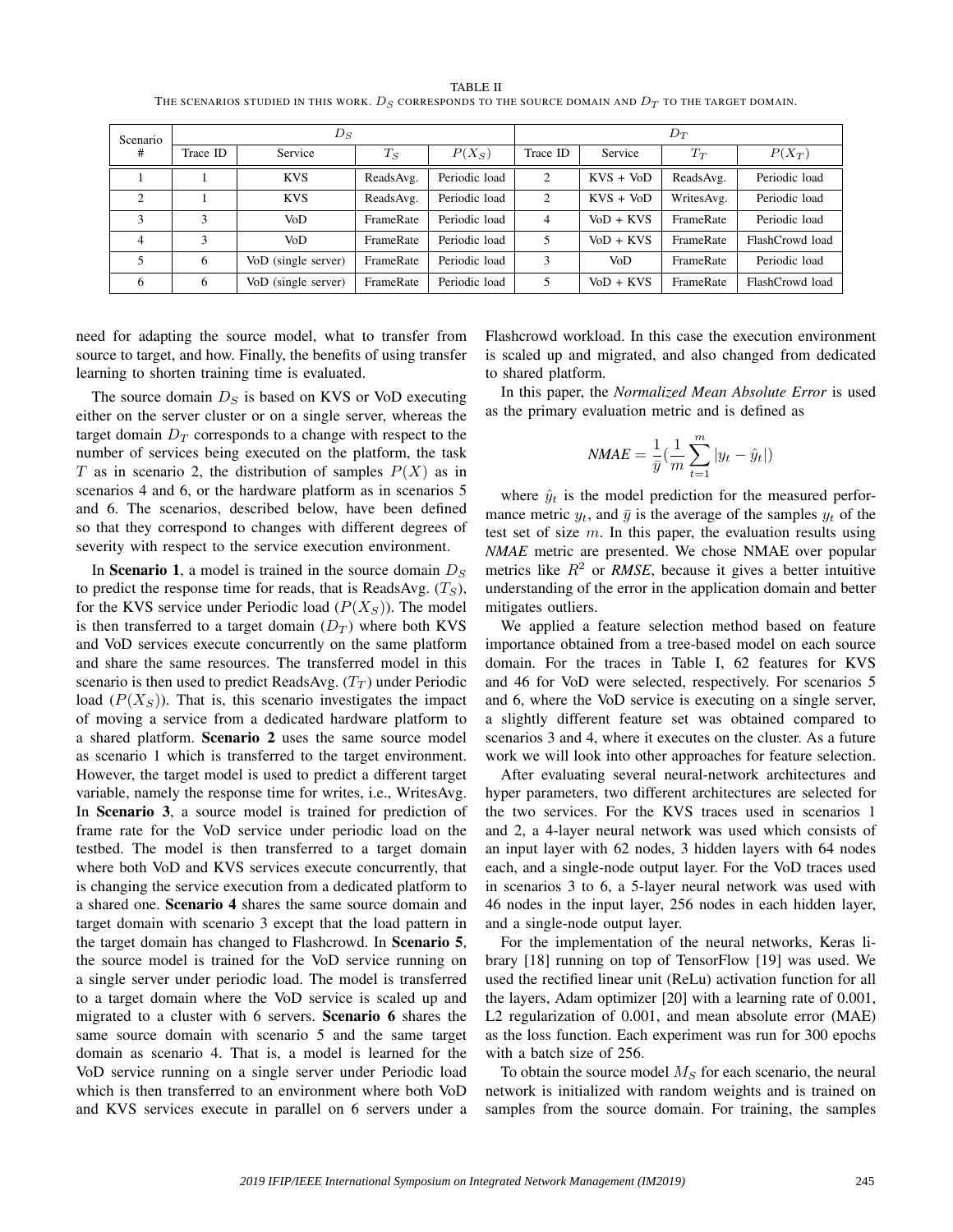TABLE II
THE SCENARIOS STUDIED IN THIS WORK. $D_S$ CORRESPONDS TO THE SOURCE DOMAIN AND $D_T$ TO THE TARGET DOMAIN.

| Scenario | $D_S$ | | | | $D_T$ | | | |
|---|---|---|---|---|---|---|---|---|
| # | Trace ID | Service | $T_S$ | $P(X_S)$ | Trace ID | Service | $T_T$ | $P(X_T)$ |
| 1 | 1 | KVS | ReadsAvg. | Periodic load | 2 | KVS + VoD | ReadsAvg. | Periodic load |
| 2 | 1 | KVS | ReadsAvg. | Periodic load | 2 | KVS + VoD | WritesAvg. | Periodic load |
| 3 | 3 | VoD | FrameRate | Periodic load | 4 | VoD + KVS | FrameRate | Periodic load |
| 4 | 3 | VoD | FrameRate | Periodic load | 5 | VoD + KVS | FrameRate | FlashCrowd load |
| 5 | 6 | VoD (single server) | FrameRate | Periodic load | 3 | VoD | FrameRate | Periodic load |
| 6 | 6 | VoD (single server) | FrameRate | Periodic load | 5 | VoD + KVS | FrameRate | FlashCrowd load |

need for adapting the source model, what to transfer from source to target, and how. Finally, the benefits of using transfer learning to shorten training time is evaluated.

The source domain $D_S$ is based on KVS or VoD executing either on the server cluster or on a single server, whereas the target domain $D_T$ corresponds to a change with respect to the number of services being executed on the platform, the task $T$ as in scenario 2, the distribution of samples $P(X)$ as in scenarios 4 and 6, or the hardware platform as in scenarios 5 and 6. The scenarios, described below, have been defined so that they correspond to changes with different degrees of severity with respect to the service execution environment.

In **Scenario 1**, a model is trained in the source domain $D_S$ to predict the response time for reads, that is ReadsAvg. ($T_S$), for the KVS service under Periodic load ($P(X_S)$). The model is then transferred to a target domain ($D_T$) where both KVS and VoD services execute concurrently on the same platform and share the same resources. The transferred model in this scenario is then used to predict ReadsAvg. ($T_T$) under Periodic load ($P(X_S)$). That is, this scenario investigates the impact of moving a service from a dedicated hardware platform to a shared platform. **Scenario 2** uses the same source model as scenario 1 which is transferred to the target environment. However, the target model is used to predict a different target variable, namely the response time for writes, i.e., WritesAvg. In **Scenario 3**, a source model is trained for prediction of frame rate for the VoD service under periodic load on the testbed. The model is then transferred to a target domain where both VoD and KVS services execute concurrently, that is changing the service execution from a dedicated platform to a shared one. **Scenario 4** shares the same source domain and target domain with scenario 3 except that the load pattern in the target domain has changed to Flashcrowd. In **Scenario 5**, the source model is trained for the VoD service running on a single server under periodic load. The model is transferred to a target domain where the VoD service is scaled up and migrated to a cluster with 6 servers. **Scenario 6** shares the same source domain with scenario 5 and the same target domain as scenario 4. That is, a model is learned for the VoD service running on a single server under Periodic load which is then transferred to an environment where both VoD and KVS services execute in parallel on 6 servers under a Flashcrowd workload. In this case the execution environment is scaled up and migrated, and also changed from dedicated to shared platform.

In this paper, the *Normalized Mean Absolute Error* is used as the primary evaluation metric and is defined as

$$NMAE = \frac{1}{\bar{y}}\left(\frac{1}{m}\sum_{t=1}^{m}|y_t - \hat{y}_t|\right)$$

where $\hat{y}_t$ is the model prediction for the measured performance metric $y_t$, and $\bar{y}$ is the average of the samples $y_t$ of the test set of size $m$. In this paper, the evaluation results using *NMAE* metric are presented. We chose NMAE over popular metrics like $R^2$ or *RMSE*, because it gives a better intuitive understanding of the error in the application domain and better mitigates outliers.

We applied a feature selection method based on feature importance obtained from a tree-based model on each source domain. For the traces in Table I, 62 features for KVS and 46 for VoD were selected, respectively. For scenarios 5 and 6, where the VoD service is executing on a single server, a slightly different feature set was obtained compared to scenarios 3 and 4, where it executes on the cluster. As a future work we will look into other approaches for feature selection.

After evaluating several neural-network architectures and hyper parameters, two different architectures are selected for the two services. For the KVS traces used in scenarios 1 and 2, a 4-layer neural network was used which consists of an input layer with 62 nodes, 3 hidden layers with 64 nodes each, and a single-node output layer. For the VoD traces used in scenarios 3 to 6, a 5-layer neural network was used with 46 nodes in the input layer, 256 nodes in each hidden layer, and a single-node output layer.

For the implementation of the neural networks, Keras library [18] running on top of TensorFlow [19] was used. We used the rectified linear unit (ReLu) activation function for all the layers, Adam optimizer [20] with a learning rate of 0.001, L2 regularization of 0.001, and mean absolute error (MAE) as the loss function. Each experiment was run for 300 epochs with a batch size of 256.

To obtain the source model $M_S$ for each scenario, the neural network is initialized with random weights and is trained on samples from the source domain. For training, the samples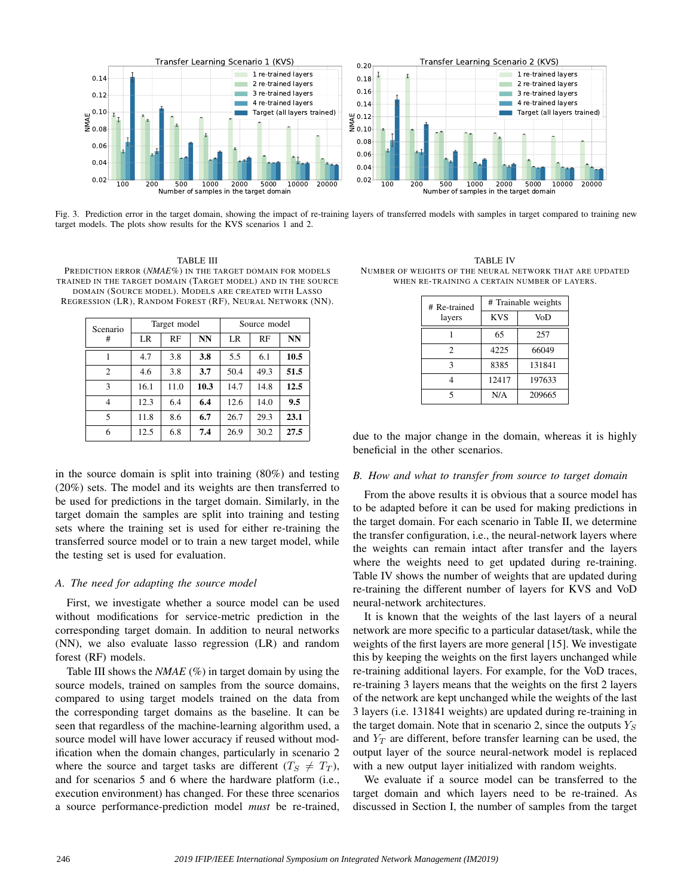Fig. 3. Prediction error in the target domain, showing the impact of re-training layers of transferred models with samples in target compared to training new target models. The plots show results for the KVS scenarios 1 and 2.

TABLE III
PREDICTION ERROR (*NMAE*%) IN THE TARGET DOMAIN FOR MODELS TRAINED IN THE TARGET DOMAIN (TARGET MODEL) AND IN THE SOURCE DOMAIN (SOURCE MODEL). MODELS ARE CREATED WITH LASSO REGRESSION (LR), RANDOM FOREST (RF), NEURAL NETWORK (NN).

| Scenario # | Target model | | | Source model | | |
|---|---|---|---|---|---|---|
| | LR | RF | NN | LR | RF | NN |
| 1 | 4.7 | 3.8 | **3.8** | 5.5 | 6.1 | **10.5** |
| 2 | 4.6 | 3.8 | **3.7** | 50.4 | 49.3 | **51.5** |
| 3 | 16.1 | 11.0 | **10.3** | 14.7 | 14.8 | **12.5** |
| 4 | 12.3 | 6.4 | **6.4** | 12.6 | 14.0 | **9.5** |
| 5 | 11.8 | 8.6 | **6.7** | 26.7 | 29.3 | **23.1** |
| 6 | 12.5 | 6.8 | **7.4** | 26.9 | 30.2 | **27.5** |

in the source domain is split into training (80%) and testing (20%) sets. The model and its weights are then transferred to be used for predictions in the target domain. Similarly, in the target domain the samples are split into training and testing sets where the training set is used for either re-training the transferred source model or to train a new target model, while the testing set is used for evaluation.

### A. The need for adapting the source model

First, we investigate whether a source model can be used without modifications for service-metric prediction in the corresponding target domain. In addition to neural networks (NN), we also evaluate lasso regression (LR) and random forest (RF) models.

Table III shows the *NMAE* (%) in target domain by using the source models, trained on samples from the source domains, compared to using target models trained on the data from the corresponding target domains as the baseline. It can be seen that regardless of the machine-learning algorithm used, a source model will have lower accuracy if reused without modification when the domain changes, particularly in scenario 2 where the source and target tasks are different ($T_S \neq T_T$), and for scenarios 5 and 6 where the hardware platform (i.e., execution environment) has changed. For these three scenarios a source performance-prediction model *must* be re-trained, due to the major change in the domain, whereas it is highly beneficial in the other scenarios.

TABLE IV
NUMBER OF WEIGHTS OF THE NEURAL NETWORK THAT ARE UPDATED WHEN RE-TRAINING A CERTAIN NUMBER OF LAYERS.

| # Re-trained layers | # Trainable weights | |
|---|---|---|
| | KVS | VoD |
| 1 | 65 | 257 |
| 2 | 4225 | 66049 |
| 3 | 8385 | 131841 |
| 4 | 12417 | 197633 |
| 5 | N/A | 209665 |

### B. How and what to transfer from source to target domain

From the above results it is obvious that a source model has to be adapted before it can be used for making predictions in the target domain. For each scenario in Table II, we determine the transfer configuration, i.e., the neural-network layers where the weights can remain intact after transfer and the layers where the weights need to get updated during re-training. Table IV shows the number of weights that are updated during re-training the different number of layers for KVS and VoD neural-network architectures.

It is known that the weights of the last layers of a neural network are more specific to a particular dataset/task, while the weights of the first layers are more general [15]. We investigate this by keeping the weights on the first layers unchanged while re-training additional layers. For example, for the VoD traces, re-training 3 layers means that the weights on the first 2 layers of the network are kept unchanged while the weights of the last 3 layers (i.e. 131841 weights) are updated during re-training in the target domain. Note that in scenario 2, since the outputs $Y_S$ and $Y_T$ are different, before transfer learning can be used, the output layer of the source neural-network model is replaced with a new output layer initialized with random weights.

We evaluate if a source model can be transferred to the target domain and which layers need to be re-trained. As discussed in Section I, the number of samples from the target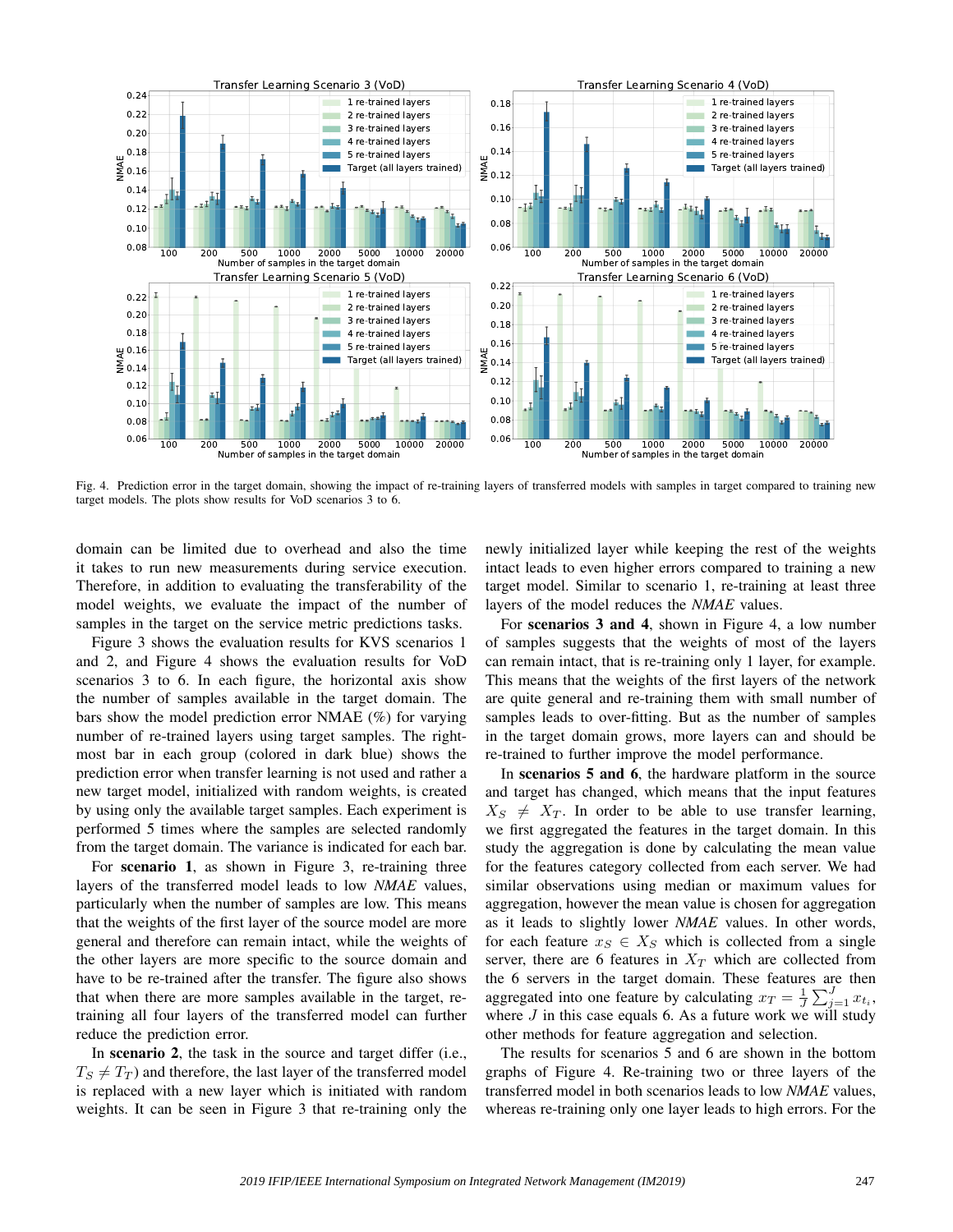Fig. 4. Prediction error in the target domain, showing the impact of re-training layers of transferred models with samples in target compared to training new target models. The plots show results for VoD scenarios 3 to 6.

domain can be limited due to overhead and also the time it takes to run new measurements during service execution. Therefore, in addition to evaluating the transferability of the model weights, we evaluate the impact of the number of samples in the target on the service metric predictions tasks.

Figure 3 shows the evaluation results for KVS scenarios 1 and 2, and Figure 4 shows the evaluation results for VoD scenarios 3 to 6. In each figure, the horizontal axis show the number of samples available in the target domain. The bars show the model prediction error NMAE (%) for varying number of re-trained layers using target samples. The right-most bar in each group (colored in dark blue) shows the prediction error when transfer learning is not used and rather a new target model, initialized with random weights, is created by using only the available target samples. Each experiment is performed 5 times where the samples are selected randomly from the target domain. The variance is indicated for each bar.

For **scenario 1**, as shown in Figure 3, re-training three layers of the transferred model leads to low *NMAE* values, particularly when the number of samples are low. This means that the weights of the first layer of the source model are more general and therefore can remain intact, while the weights of the other layers are more specific to the source domain and have to be re-trained after the transfer. The figure also shows that when there are more samples available in the target, re-training all four layers of the transferred model can further reduce the prediction error.

In **scenario 2**, the task in the source and target differ (i.e., $T_S \neq T_T$) and therefore, the last layer of the transferred model is replaced with a new layer which is initiated with random weights. It can be seen in Figure 3 that re-training only the newly initialized layer while keeping the rest of the weights intact leads to even higher errors compared to training a new target model. Similar to scenario 1, re-training at least three layers of the model reduces the *NMAE* values.

For **scenarios 3 and 4**, shown in Figure 4, a low number of samples suggests that the weights of most of the layers can remain intact, that is re-training only 1 layer, for example. This means that the weights of the first layers of the network are quite general and re-training them with small number of samples leads to over-fitting. But as the number of samples in the target domain grows, more layers can and should be re-trained to further improve the model performance.

In **scenarios 5 and 6**, the hardware platform in the source and target has changed, which means that the input features $X_S \neq X_T$. In order to be able to use transfer learning, we first aggregated the features in the target domain. In this study the aggregation is done by calculating the mean value for the features category collected from each server. We had similar observations using median or maximum values for aggregation, however the mean value is chosen for aggregation as it leads to slightly lower *NMAE* values. In other words, for each feature $x_S \in X_S$ which is collected from a single server, there are 6 features in $X_T$ which are collected from the 6 servers in the target domain. These features are then aggregated into one feature by calculating $x_T = \frac{1}{J}\sum_{j=1}^{J} x_{t_i}$, where $J$ in this case equals 6. As a future work we will study other methods for feature aggregation and selection.

The results for scenarios 5 and 6 are shown in the bottom graphs of Figure 4. Re-training two or three layers of the transferred model in both scenarios leads to low *NMAE* values, whereas re-training only one layer leads to high errors. For the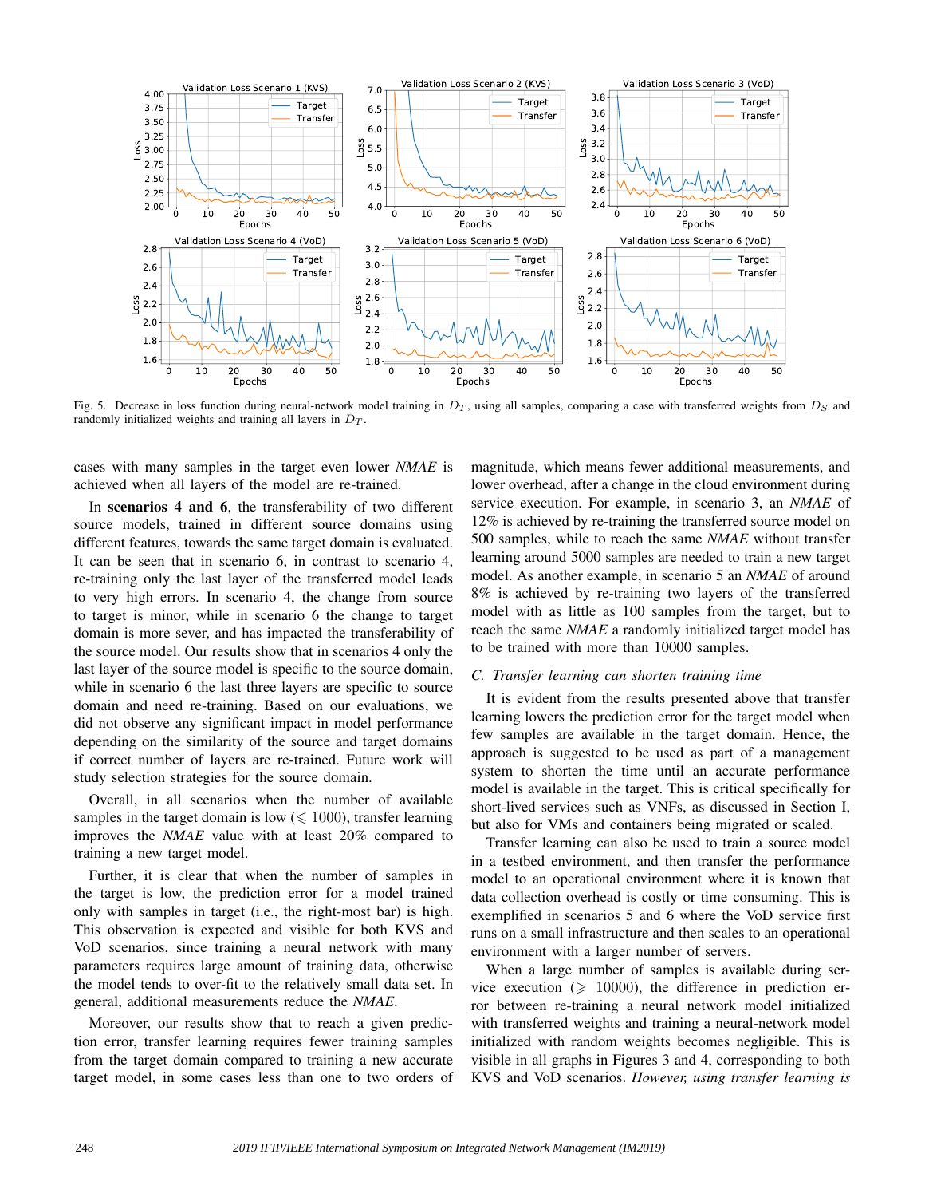Fig. 5. Decrease in loss function during neural-network model training in $D_T$, using all samples, comparing a case with transferred weights from $D_S$ and randomly initialized weights and training all layers in $D_T$.

cases with many samples in the target even lower *NMAE* is achieved when all layers of the model are re-trained.

In **scenarios 4 and 6**, the transferability of two different source models, trained in different source domains using different features, towards the same target domain is evaluated. It can be seen that in scenario 6, in contrast to scenario 4, re-training only the last layer of the transferred model leads to very high errors. In scenario 4, the change from source to target is minor, while in scenario 6 the change to target domain is more sever, and has impacted the transferability of the source model. Our results show that in scenarios 4 only the last layer of the source model is specific to the source domain, while in scenario 6 the last three layers are specific to source domain and need re-training. Based on our evaluations, we did not observe any significant impact in model performance depending on the similarity of the source and target domains if correct number of layers are re-trained. Future work will study selection strategies for the source domain.

Overall, in all scenarios when the number of available samples in the target domain is low ($\leqslant 1000$), transfer learning improves the *NMAE* value with at least 20% compared to training a new target model.

Further, it is clear that when the number of samples in the target is low, the prediction error for a model trained only with samples in target (i.e., the right-most bar) is high. This observation is expected and visible for both KVS and VoD scenarios, since training a neural network with many parameters requires large amount of training data, otherwise the model tends to over-fit to the relatively small data set. In general, additional measurements reduce the *NMAE*.

Moreover, our results show that to reach a given prediction error, transfer learning requires fewer training samples from the target domain compared to training a new accurate target model, in some cases less than one to two orders of magnitude, which means fewer additional measurements, and lower overhead, after a change in the cloud environment during service execution. For example, in scenario 3, an *NMAE* of 12% is achieved by re-training the transferred source model on 500 samples, while to reach the same *NMAE* without transfer learning around 5000 samples are needed to train a new target model. As another example, in scenario 5 an *NMAE* of around 8% is achieved by re-training two layers of the transferred model with as little as 100 samples from the target, but to reach the same *NMAE* a randomly initialized target model has to be trained with more than 10000 samples.

### *C. Transfer learning can shorten training time*

It is evident from the results presented above that transfer learning lowers the prediction error for the target model when few samples are available in the target domain. Hence, the approach is suggested to be used as part of a management system to shorten the time until an accurate performance model is available in the target. This is critical specifically for short-lived services such as VNFs, as discussed in Section I, but also for VMs and containers being migrated or scaled.

Transfer learning can also be used to train a source model in a testbed environment, and then transfer the performance model to an operational environment where it is known that data collection overhead is costly or time consuming. This is exemplified in scenarios 5 and 6 where the VoD service first runs on a small infrastructure and then scales to an operational environment with a larger number of servers.

When a large number of samples is available during service execution ($\geqslant 10000$), the difference in prediction error between re-training a neural network model initialized with transferred weights and training a neural-network model initialized with random weights becomes negligible. This is visible in all graphs in Figures 3 and 4, corresponding to both KVS and VoD scenarios. *However, using transfer learning is*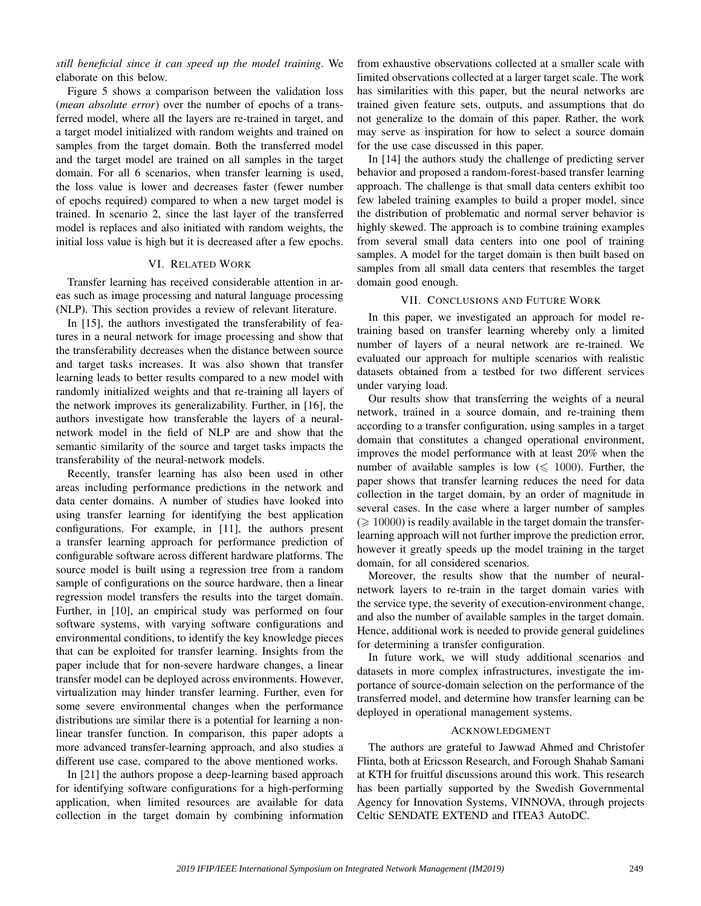*still beneficial since it can speed up the model training*. We elaborate on this below.

Figure 5 shows a comparison between the validation loss (*mean absolute error*) over the number of epochs of a transferred model, where all the layers are re-trained in target, and a target model initialized with random weights and trained on samples from the target domain. Both the transferred model and the target model are trained on all samples in the target domain. For all 6 scenarios, when transfer learning is used, the loss value is lower and decreases faster (fewer number of epochs required) compared to when a new target model is trained. In scenario 2, since the last layer of the transferred model is replaces and also initiated with random weights, the initial loss value is high but it is decreased after a few epochs.

## VI. Related Work

Transfer learning has received considerable attention in areas such as image processing and natural language processing (NLP). This section provides a review of relevant literature.

In [15], the authors investigated the transferability of features in a neural network for image processing and show that the transferability decreases when the distance between source and target tasks increases. It was also shown that transfer learning leads to better results compared to a new model with randomly initialized weights and that re-training all layers of the network improves its generalizability. Further, in [16], the authors investigate how transferable the layers of a neural-network model in the field of NLP are and show that the semantic similarity of the source and target tasks impacts the transferability of the neural-network models.

Recently, transfer learning has also been used in other areas including performance predictions in the network and data center domains. A number of studies have looked into using transfer learning for identifying the best application configurations. For example, in [11], the authors present a transfer learning approach for performance prediction of configurable software across different hardware platforms. The source model is built using a regression tree from a random sample of configurations on the source hardware, then a linear regression model transfers the results into the target domain. Further, in [10], an empirical study was performed on four software systems, with varying software configurations and environmental conditions, to identify the key knowledge pieces that can be exploited for transfer learning. Insights from the paper include that for non-severe hardware changes, a linear transfer model can be deployed across environments. However, virtualization may hinder transfer learning. Further, even for some severe environmental changes when the performance distributions are similar there is a potential for learning a non-linear transfer function. In comparison, this paper adopts a more advanced transfer-learning approach, and also studies a different use case, compared to the above mentioned works.

In [21] the authors propose a deep-learning based approach for identifying software configurations for a high-performing application, when limited resources are available for data collection in the target domain by combining information from exhaustive observations collected at a smaller scale with limited observations collected at a larger target scale. The work has similarities with this paper, but the neural networks are trained given feature sets, outputs, and assumptions that do not generalize to the domain of this paper. Rather, the work may serve as inspiration for how to select a source domain for the use case discussed in this paper.

In [14] the authors study the challenge of predicting server behavior and proposed a random-forest-based transfer learning approach. The challenge is that small data centers exhibit too few labeled training examples to build a proper model, since the distribution of problematic and normal server behavior is highly skewed. The approach is to combine training examples from several small data centers into one pool of training samples. A model for the target domain is then built based on samples from all small data centers that resembles the target domain good enough.

## VII. Conclusions and Future Work

In this paper, we investigated an approach for model re-training based on transfer learning whereby only a limited number of layers of a neural network are re-trained. We evaluated our approach for multiple scenarios with realistic datasets obtained from a testbed for two different services under varying load.

Our results show that transferring the weights of a neural network, trained in a source domain, and re-training them according to a transfer configuration, using samples in a target domain that constitutes a changed operational environment, improves the model performance with at least 20% when the number of available samples is low ($\leqslant 1000$). Further, the paper shows that transfer learning reduces the need for data collection in the target domain, by an order of magnitude in several cases. In the case where a larger number of samples ($\geqslant 10000$) is readily available in the target domain the transfer-learning approach will not further improve the prediction error, however it greatly speeds up the model training in the target domain, for all considered scenarios.

Moreover, the results show that the number of neural-network layers to re-train in the target domain varies with the service type, the severity of execution-environment change, and also the number of available samples in the target domain. Hence, additional work is needed to provide general guidelines for determining a transfer configuration.

In future work, we will study additional scenarios and datasets in more complex infrastructures, investigate the importance of source-domain selection on the performance of the transferred model, and determine how transfer learning can be deployed in operational management systems.

## Acknowledgment

The authors are grateful to Jawwad Ahmed and Christofer Flinta, both at Ericsson Research, and Forough Shahab Samani at KTH for fruitful discussions around this work. This research has been partially supported by the Swedish Governmental Agency for Innovation Systems, VINNOVA, through projects Celtic SENDATE EXTEND and ITEA3 AutoDC.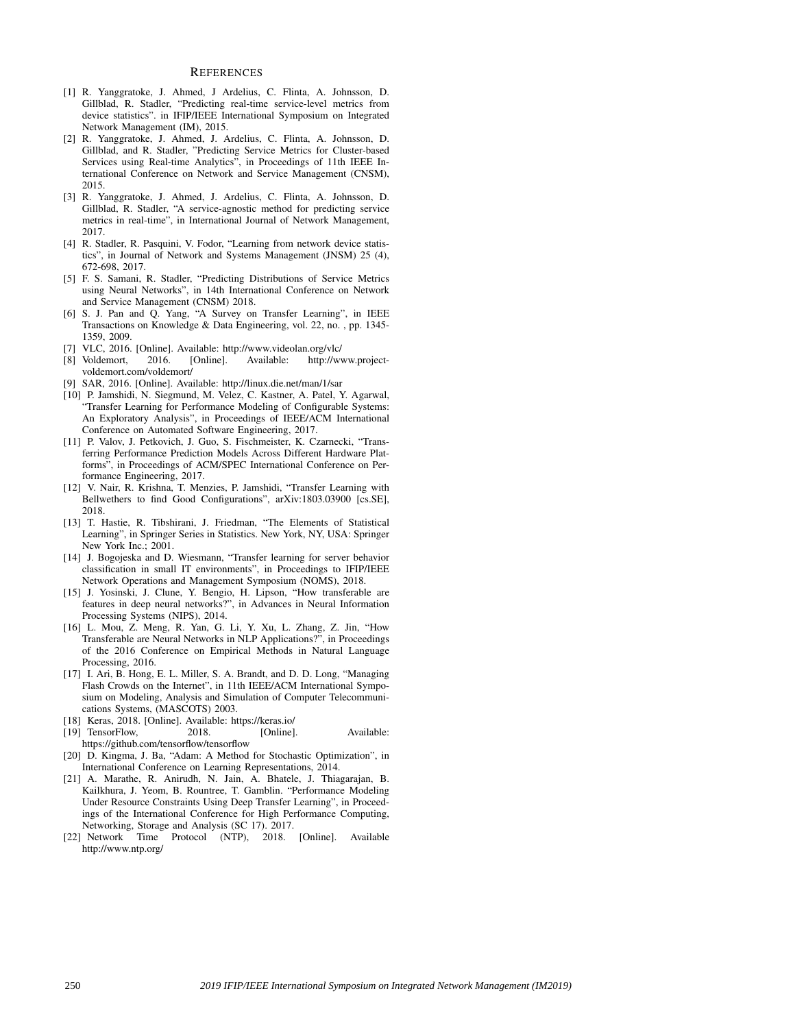# REFERENCES

[1] R. Yanggratoke, J. Ahmed, J Ardelius, C. Flinta, A. Johnsson, D. Gillblad, R. Stadler, "Predicting real-time service-level metrics from device statistics". in IFIP/IEEE International Symposium on Integrated Network Management (IM), 2015.

[2] R. Yanggratoke, J. Ahmed, J. Ardelius, C. Flinta, A. Johnsson, D. Gillblad, and R. Stadler, "Predicting Service Metrics for Cluster-based Services using Real-time Analytics", in Proceedings of 11th IEEE International Conference on Network and Service Management (CNSM), 2015.

[3] R. Yanggratoke, J. Ahmed, J. Ardelius, C. Flinta, A. Johnsson, D. Gillblad, R. Stadler, "A service-agnostic method for predicting service metrics in real-time", in International Journal of Network Management, 2017.

[4] R. Stadler, R. Pasquini, V. Fodor, "Learning from network device statistics", in Journal of Network and Systems Management (JNSM) 25 (4), 672-698, 2017.

[5] F. S. Samani, R. Stadler, "Predicting Distributions of Service Metrics using Neural Networks", in 14th International Conference on Network and Service Management (CNSM) 2018.

[6] S. J. Pan and Q. Yang, "A Survey on Transfer Learning", in IEEE Transactions on Knowledge & Data Engineering, vol. 22, no. , pp. 1345-1359, 2009.

[7] VLC, 2016. [Online]. Available: http://www.videolan.org/vlc/

[8] Voldemort, 2016. [Online]. Available: http://www.project-voldemort.com/voldemort/

[9] SAR, 2016. [Online]. Available: http://linux.die.net/man/1/sar

[10] P. Jamshidi, N. Siegmund, M. Velez, C. Kastner, A. Patel, Y. Agarwal, "Transfer Learning for Performance Modeling of Configurable Systems: An Exploratory Analysis", in Proceedings of IEEE/ACM International Conference on Automated Software Engineering, 2017.

[11] P. Valov, J. Petkovich, J. Guo, S. Fischmeister, K. Czarnecki, "Transferring Performance Prediction Models Across Different Hardware Platforms", in Proceedings of ACM/SPEC International Conference on Performance Engineering, 2017.

[12] V. Nair, R. Krishna, T. Menzies, P. Jamshidi, "Transfer Learning with Bellwethers to find Good Configurations", arXiv:1803.03900 [cs.SE], 2018.

[13] T. Hastie, R. Tibshirani, J. Friedman, "The Elements of Statistical Learning", in Springer Series in Statistics. New York, NY, USA: Springer New York Inc.; 2001.

[14] J. Bogojeska and D. Wiesmann, "Transfer learning for server behavior classification in small IT environments", in Proceedings to IFIP/IEEE Network Operations and Management Symposium (NOMS), 2018.

[15] J. Yosinski, J. Clune, Y. Bengio, H. Lipson, "How transferable are features in deep neural networks?", in Advances in Neural Information Processing Systems (NIPS), 2014.

[16] L. Mou, Z. Meng, R. Yan, G. Li, Y. Xu, L. Zhang, Z. Jin, "How Transferable are Neural Networks in NLP Applications?", in Proceedings of the 2016 Conference on Empirical Methods in Natural Language Processing, 2016.

[17] I. Ari, B. Hong, E. L. Miller, S. A. Brandt, and D. D. Long, "Managing Flash Crowds on the Internet", in 11th IEEE/ACM International Symposium on Modeling, Analysis and Simulation of Computer Telecommunications Systems, (MASCOTS) 2003.

[18] Keras, 2018. [Online]. Available: https://keras.io/

[19] TensorFlow, 2018. [Online]. Available: https://github.com/tensorflow/tensorflow

[20] D. Kingma, J. Ba, "Adam: A Method for Stochastic Optimization", in International Conference on Learning Representations, 2014.

[21] A. Marathe, R. Anirudh, N. Jain, A. Bhatele, J. Thiagarajan, B. Kailkhura, J. Yeom, B. Rountree, T. Gamblin. "Performance Modeling Under Resource Constraints Using Deep Transfer Learning", in Proceedings of the International Conference for High Performance Computing, Networking, Storage and Analysis (SC 17). 2017.

[22] Network Time Protocol (NTP), 2018. [Online]. Available http://www.ntp.org/